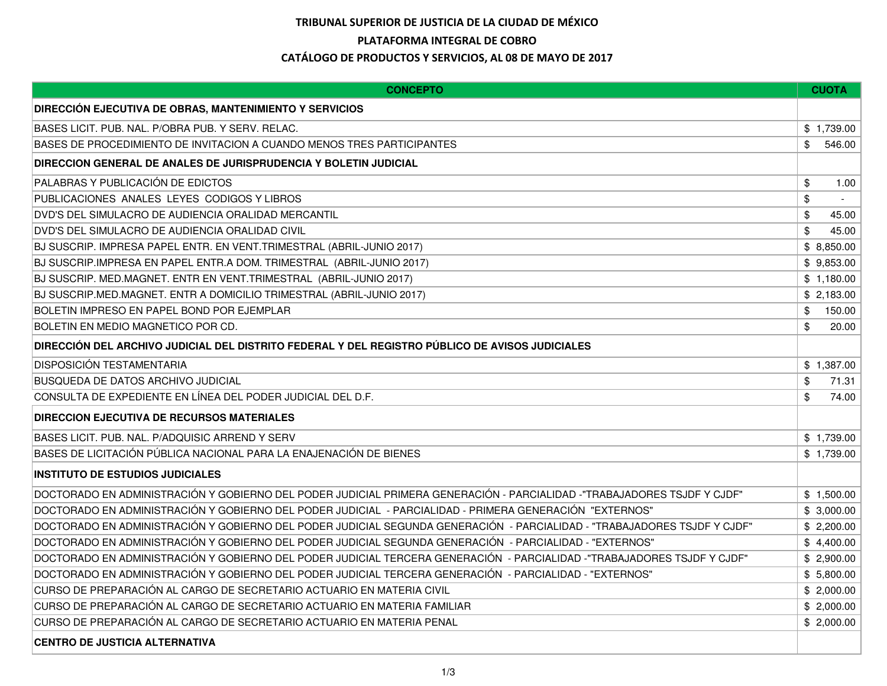**TRIBUNAL SUPERIOR DE JUSTICIA DE LA CIUDAD DE MÉXICO**

**PLATAFORMA INTEGRAL DE COBRO**

**CATÁLOGO DE PRODUCTOS Y SERVICIOS, AL 08 DE MAYO DE 2017**

| CONCEPTO | CUOTA |
|---|---|
| **DIRECCIÓN EJECUTIVA DE OBRAS, MANTENIMIENTO Y SERVICIOS** | |
| BASES LICIT. PUB. NAL. P/OBRA PUB. Y SERV. RELAC. | $ 1,739.00 |
| BASES DE PROCEDIMIENTO DE INVITACION A CUANDO MENOS TRES PARTICIPANTES | $ 546.00 |
| **DIRECCION GENERAL DE ANALES DE JURISPRUDENCIA Y BOLETIN JUDICIAL** | |
| PALABRAS Y PUBLICACIÓN DE EDICTOS | $ 1.00 |
| PUBLICACIONES ANALES LEYES CODIGOS Y LIBROS | $ - |
| DVD'S DEL SIMULACRO DE AUDIENCIA ORALIDAD MERCANTIL | $ 45.00 |
| DVD'S DEL SIMULACRO DE AUDIENCIA ORALIDAD CIVIL | $ 45.00 |
| BJ SUSCRIP. IMPRESA PAPEL ENTR. EN VENT.TRIMESTRAL (ABRIL-JUNIO 2017) | $ 8,850.00 |
| BJ SUSCRIP.IMPRESA EN PAPEL ENTR.A DOM. TRIMESTRAL (ABRIL-JUNIO 2017) | $ 9,853.00 |
| BJ SUSCRIP. MED.MAGNET. ENTR EN VENT.TRIMESTRAL (ABRIL-JUNIO 2017) | $ 1,180.00 |
| BJ SUSCRIP.MED.MAGNET. ENTR A DOMICILIO TRIMESTRAL (ABRIL-JUNIO 2017) | $ 2,183.00 |
| BOLETIN IMPRESO EN PAPEL BOND POR EJEMPLAR | $ 150.00 |
| BOLETIN EN MEDIO MAGNETICO POR CD. | $ 20.00 |
| **DIRECCIÓN DEL ARCHIVO JUDICIAL DEL DISTRITO FEDERAL Y DEL REGISTRO PÚBLICO DE AVISOS JUDICIALES** | |
| DISPOSICIÓN TESTAMENTARIA | $ 1,387.00 |
| BUSQUEDA DE DATOS ARCHIVO JUDICIAL | $ 71.31 |
| CONSULTA DE EXPEDIENTE EN LÍNEA DEL PODER JUDICIAL DEL D.F. | $ 74.00 |
| **DIRECCION EJECUTIVA DE RECURSOS MATERIALES** | |
| BASES LICIT. PUB. NAL. P/ADQUISIC ARREND Y SERV | $ 1,739.00 |
| BASES DE LICITACIÓN PÚBLICA NACIONAL PARA LA ENAJENACIÓN DE BIENES | $ 1,739.00 |
| **INSTITUTO DE ESTUDIOS JUDICIALES** | |
| DOCTORADO EN ADMINISTRACIÓN Y GOBIERNO DEL PODER JUDICIAL PRIMERA GENERACIÓN - PARCIALIDAD -"TRABAJADORES TSJDF Y CJDF" | $ 1,500.00 |
| DOCTORADO EN ADMINISTRACIÓN Y GOBIERNO DEL PODER JUDICIAL - PARCIALIDAD - PRIMERA GENERACIÓN "EXTERNOS" | $ 3,000.00 |
| DOCTORADO EN ADMINISTRACIÓN Y GOBIERNO DEL PODER JUDICIAL SEGUNDA GENERACIÓN - PARCIALIDAD - "TRABAJADORES TSJDF Y CJDF" | $ 2,200.00 |
| DOCTORADO EN ADMINISTRACIÓN Y GOBIERNO DEL PODER JUDICIAL SEGUNDA GENERACIÓN - PARCIALIDAD - "EXTERNOS" | $ 4,400.00 |
| DOCTORADO EN ADMINISTRACIÓN Y GOBIERNO DEL PODER JUDICIAL TERCERA GENERACIÓN - PARCIALIDAD -"TRABAJADORES TSJDF Y CJDF" | $ 2,900.00 |
| DOCTORADO EN ADMINISTRACIÓN Y GOBIERNO DEL PODER JUDICIAL TERCERA GENERACIÓN - PARCIALIDAD - "EXTERNOS" | $ 5,800.00 |
| CURSO DE PREPARACIÓN AL CARGO DE SECRETARIO ACTUARIO EN MATERIA CIVIL | $ 2,000.00 |
| CURSO DE PREPARACIÓN AL CARGO DE SECRETARIO ACTUARIO EN MATERIA FAMILIAR | $ 2,000.00 |
| CURSO DE PREPARACIÓN AL CARGO DE SECRETARIO ACTUARIO EN MATERIA PENAL | $ 2,000.00 |
| **CENTRO DE JUSTICIA ALTERNATIVA** | |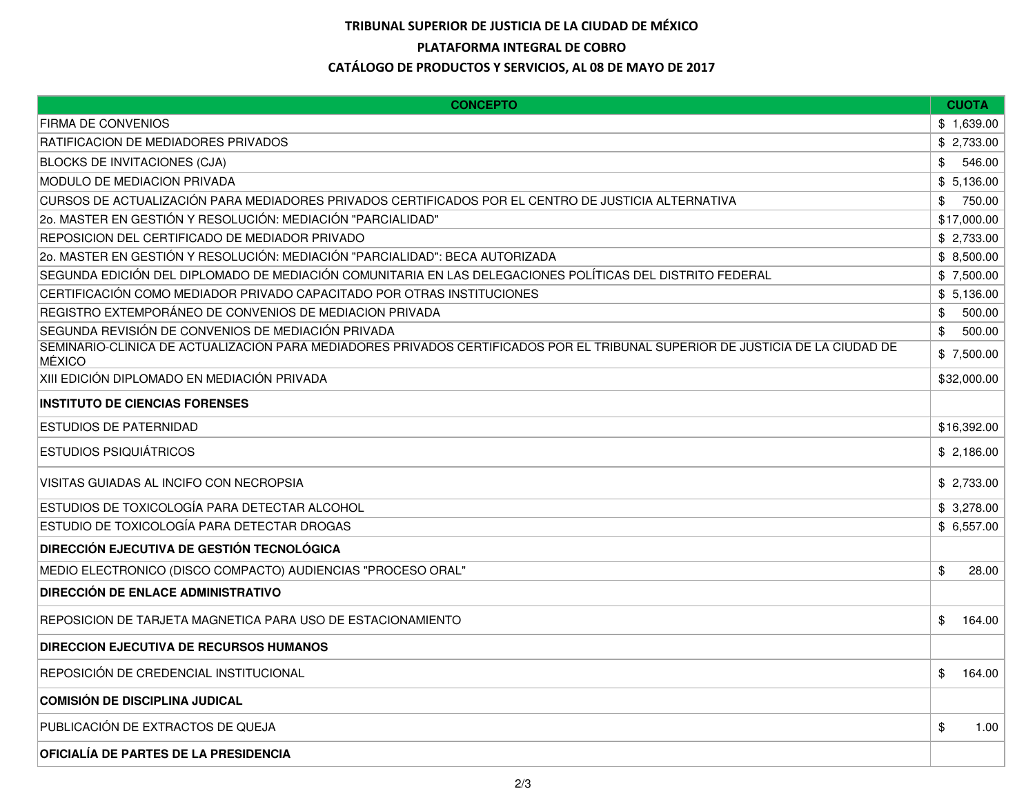# TRIBUNAL SUPERIOR DE JUSTICIA DE LA CIUDAD DE MÉXICO

## PLATAFORMA INTEGRAL DE COBRO

## CATÁLOGO DE PRODUCTOS Y SERVICIOS, AL 08 DE MAYO DE 2017

| CONCEPTO | CUOTA |
|---|---|
| FIRMA DE CONVENIOS | $ 1,639.00 |
| RATIFICACION DE MEDIADORES PRIVADOS | $ 2,733.00 |
| BLOCKS DE INVITACIONES (CJA) | $ 546.00 |
| MODULO DE MEDIACION PRIVADA | $ 5,136.00 |
| CURSOS DE ACTUALIZACIÓN PARA MEDIADORES PRIVADOS CERTIFICADOS POR EL CENTRO DE JUSTICIA ALTERNATIVA | $ 750.00 |
| 2o. MASTER EN GESTIÓN Y RESOLUCIÓN: MEDIACIÓN "PARCIALIDAD" | $17,000.00 |
| REPOSICION DEL CERTIFICADO DE MEDIADOR PRIVADO | $ 2,733.00 |
| 2o. MASTER EN GESTIÓN Y RESOLUCIÓN: MEDIACIÓN "PARCIALIDAD": BECA AUTORIZADA | $ 8,500.00 |
| SEGUNDA EDICIÓN DEL DIPLOMADO DE MEDIACIÓN COMUNITARIA EN LAS DELEGACIONES POLÍTICAS DEL DISTRITO FEDERAL | $ 7,500.00 |
| CERTIFICACIÓN COMO MEDIADOR PRIVADO CAPACITADO POR OTRAS INSTITUCIONES | $ 5,136.00 |
| REGISTRO EXTEMPORÁNEO DE CONVENIOS DE MEDIACION PRIVADA | $ 500.00 |
| SEGUNDA REVISIÓN DE CONVENIOS DE MEDIACIÓN PRIVADA | $ 500.00 |
| SEMINARIO-CLINICA DE ACTUALIZACION PARA MEDIADORES PRIVADOS CERTIFICADOS POR EL TRIBUNAL SUPERIOR DE JUSTICIA DE LA CIUDAD DE MÉXICO | $ 7,500.00 |
| XIII EDICIÓN DIPLOMADO EN MEDIACIÓN PRIVADA | $32,000.00 |
| **INSTITUTO DE CIENCIAS FORENSES** | |
| ESTUDIOS DE PATERNIDAD | $16,392.00 |
| ESTUDIOS PSIQUIÁTRICOS | $ 2,186.00 |
| VISITAS GUIADAS AL INCIFO CON NECROPSIA | $ 2,733.00 |
| ESTUDIOS DE TOXICOLOGÍA PARA DETECTAR ALCOHOL | $ 3,278.00 |
| ESTUDIO DE TOXICOLOGÍA PARA DETECTAR DROGAS | $ 6,557.00 |
| **DIRECCIÓN EJECUTIVA DE GESTIÓN TECNOLÓGICA** | |
| MEDIO ELECTRONICO (DISCO COMPACTO) AUDIENCIAS "PROCESO ORAL" | $ 28.00 |
| **DIRECCIÓN DE ENLACE ADMINISTRATIVO** | |
| REPOSICION DE TARJETA MAGNETICA PARA USO DE ESTACIONAMIENTO | $ 164.00 |
| **DIRECCION EJECUTIVA DE RECURSOS HUMANOS** | |
| REPOSICIÓN DE CREDENCIAL INSTITUCIONAL | $ 164.00 |
| **COMISIÓN DE DISCIPLINA JUDICAL** | |
| PUBLICACIÓN DE EXTRACTOS DE QUEJA | $ 1.00 |
| **OFICIALÍA DE PARTES DE LA PRESIDENCIA** | |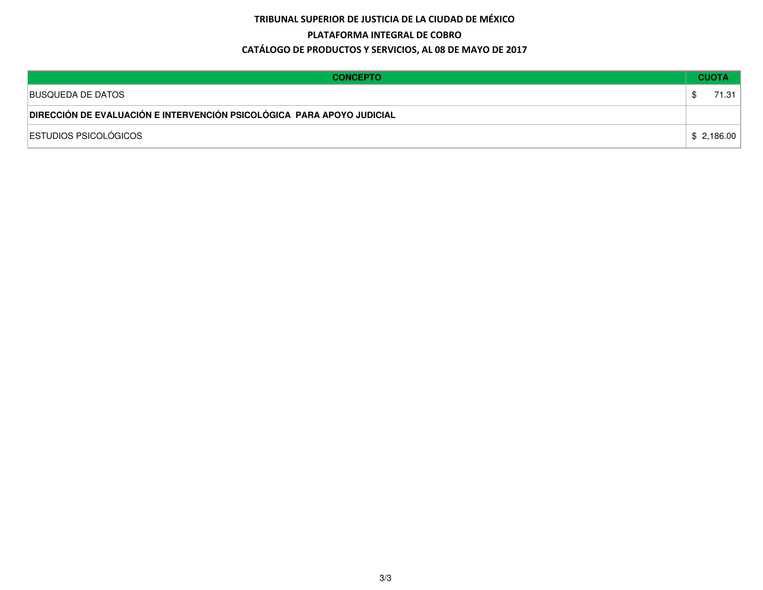**TRIBUNAL SUPERIOR DE JUSTICIA DE LA CIUDAD DE MÉXICO**

**PLATAFORMA INTEGRAL DE COBRO**

**CATÁLOGO DE PRODUCTOS Y SERVICIOS, AL 08 DE MAYO DE 2017**

| CONCEPTO | CUOTA |
|---|---|
| BUSQUEDA DE DATOS | $ 71.31 |
| **DIRECCIÓN DE EVALUACIÓN E INTERVENCIÓN PSICOLÓGICA PARA APOYO JUDICIAL** | |
| ESTUDIOS PSICOLÓGICOS | $ 2,186.00 |